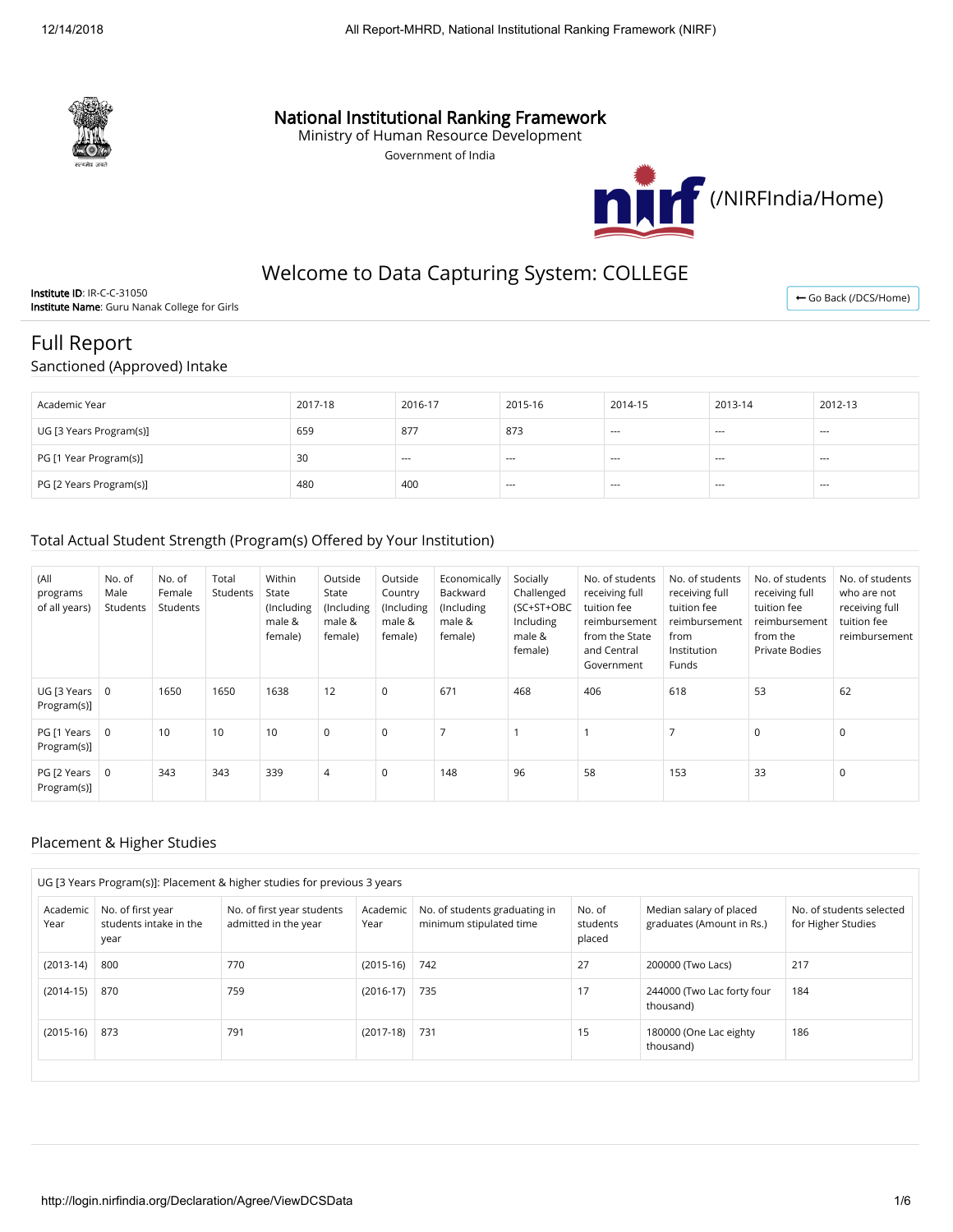# National Institutional Ranking Framework

Ministry of Human Resource Development

Government of India

(/NIRFIndia/Home)

## Welcome to Data Capturing System: COLLEGE

**Institute ID**: IR-C-C-31050
**Institute Name**: Guru Nanak College for Girls

Go Back (/DCS/Home)

# Full Report

## Sanctioned (Approved) Intake

| Academic Year | 2017-18 | 2016-17 | 2015-16 | 2014-15 | 2013-14 | 2012-13 |
|---|---|---|---|---|---|---|
| UG [3 Years Program(s)] | 659 | 877 | 873 | --- | --- | --- |
| PG [1 Year Program(s)] | 30 | --- | --- | --- | --- | --- |
| PG [2 Years Program(s)] | 480 | 400 | --- | --- | --- | --- |

## Total Actual Student Strength (Program(s) Offered by Your Institution)

| (All programs of all years) | No. of Male Students | No. of Female Students | Total Students | Within State (Including male & female) | Outside State (Including male & female) | Outside Country (Including male & female) | Economically Backward (Including male & female) | Socially Challenged (SC+ST+OBC Including male & female) | No. of students receiving full tuition fee reimbursement from the State and Central Government | No. of students receiving full tuition fee reimbursement from Institution Funds | No. of students receiving full tuition fee reimbursement from the Private Bodies | No. of students who are not receiving full tuition fee reimbursement |
|---|---|---|---|---|---|---|---|---|---|---|---|---|
| UG [3 Years Program(s)] | 0 | 1650 | 1650 | 1638 | 12 | 0 | 671 | 468 | 406 | 618 | 53 | 62 |
| PG [1 Years Program(s)] | 0 | 10 | 10 | 10 | 0 | 0 | 7 | 1 | 1 | 7 | 0 | 0 |
| PG [2 Years Program(s)] | 0 | 343 | 343 | 339 | 4 | 0 | 148 | 96 | 58 | 153 | 33 | 0 |

## Placement & Higher Studies

UG [3 Years Program(s)]: Placement & higher studies for previous 3 years

| Academic Year | No. of first year students intake in the year | No. of first year students admitted in the year | Academic Year | No. of students graduating in minimum stipulated time | No. of students placed | Median salary of placed graduates (Amount in Rs.) | No. of students selected for Higher Studies |
|---|---|---|---|---|---|---|---|
| (2013-14) | 800 | 770 | (2015-16) | 742 | 27 | 200000 (Two Lacs) | 217 |
| (2014-15) | 870 | 759 | (2016-17) | 735 | 17 | 244000 (Two Lac forty four thousand) | 184 |
| (2015-16) | 873 | 791 | (2017-18) | 731 | 15 | 180000 (One Lac eighty thousand) | 186 |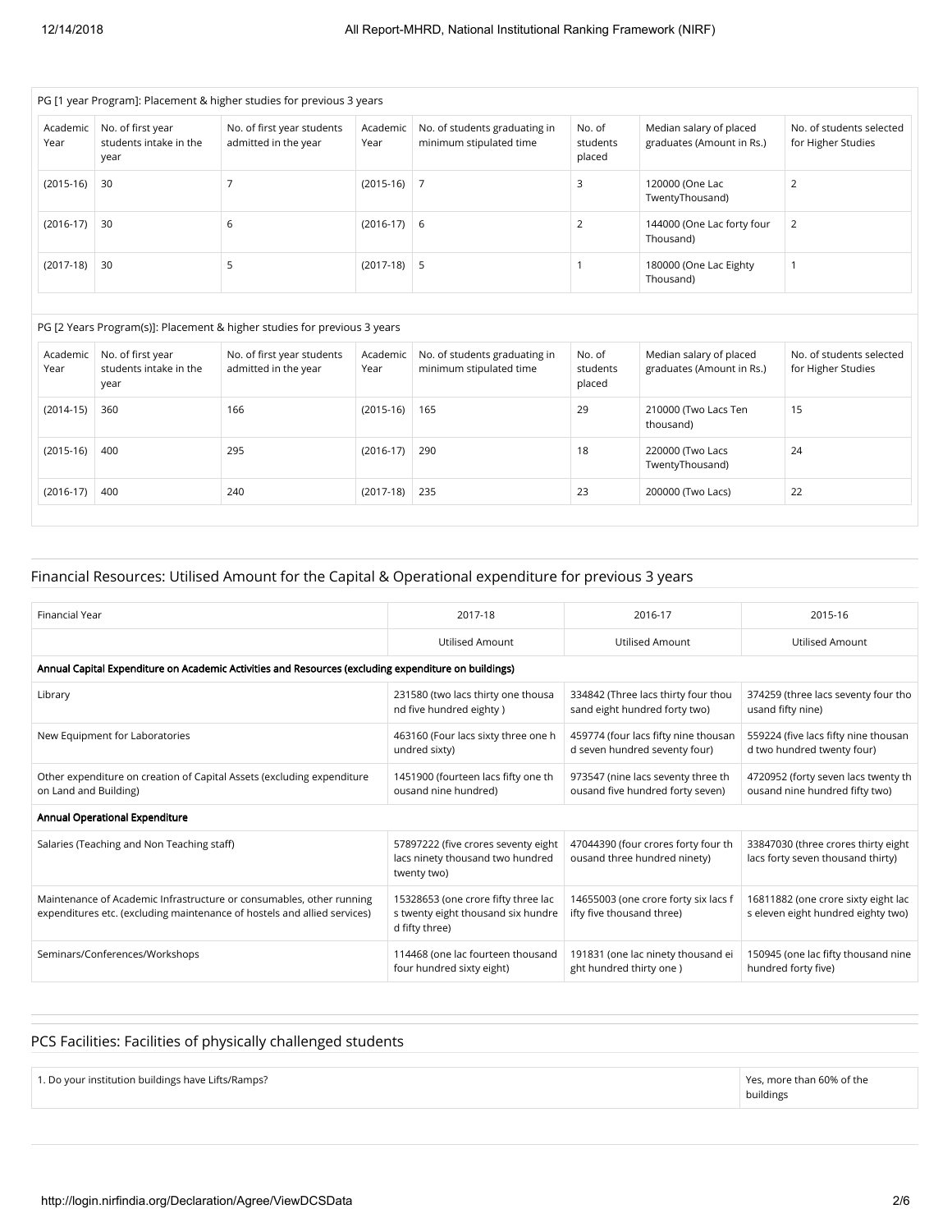PG [1 year Program]: Placement & higher studies for previous 3 years

| Academic Year | No. of first year students intake in the year | No. of first year students admitted in the year | Academic Year | No. of students graduating in minimum stipulated time | No. of students placed | Median salary of placed graduates (Amount in Rs.) | No. of students selected for Higher Studies |
|---|---|---|---|---|---|---|---|
| (2015-16) | 30 | 7 | (2015-16) | 7 | 3 | 120000 (One Lac TwentyThousand) | 2 |
| (2016-17) | 30 | 6 | (2016-17) | 6 | 2 | 144000 (One Lac forty four Thousand) | 2 |
| (2017-18) | 30 | 5 | (2017-18) | 5 | 1 | 180000 (One Lac Eighty Thousand) | 1 |

PG [2 Years Program(s)]: Placement & higher studies for previous 3 years

| Academic Year | No. of first year students intake in the year | No. of first year students admitted in the year | Academic Year | No. of students graduating in minimum stipulated time | No. of students placed | Median salary of placed graduates (Amount in Rs.) | No. of students selected for Higher Studies |
|---|---|---|---|---|---|---|---|
| (2014-15) | 360 | 166 | (2015-16) | 165 | 29 | 210000 (Two Lacs Ten thousand) | 15 |
| (2015-16) | 400 | 295 | (2016-17) | 290 | 18 | 220000 (Two Lacs TwentyThousand) | 24 |
| (2016-17) | 400 | 240 | (2017-18) | 235 | 23 | 200000 (Two Lacs) | 22 |

## Financial Resources: Utilised Amount for the Capital & Operational expenditure for previous 3 years

| Financial Year | 2017-18 | 2016-17 | 2015-16 |
|---|---|---|---|
| | Utilised Amount | Utilised Amount | Utilised Amount |
| **Annual Capital Expenditure on Academic Activities and Resources (excluding expenditure on buildings)** | | | |
| Library | 231580 (two lacs thirty one thousand five hundred eighty ) | 334842 (Three lacs thirty four thousand eight hundred forty two) | 374259 (three lacs seventy four thousand fifty nine) |
| New Equipment for Laboratories | 463160 (Four lacs sixty three one hundred sixty) | 459774 (four lacs fifty nine thousand seven hundred seventy four) | 559224 (five lacs fifty nine thousand two hundred twenty four) |
| Other expenditure on creation of Capital Assets (excluding expenditure on Land and Building) | 1451900 (fourteen lacs fifty one thousand nine hundred) | 973547 (nine lacs seventy three thousand five hundred forty seven) | 4720952 (forty seven lacs twenty thousand nine hundred fifty two) |
| **Annual Operational Expenditure** | | | |
| Salaries (Teaching and Non Teaching staff) | 57897222 (five crores seventy eight lacs ninety thousand two hundred twenty two) | 47044390 (four crores forty four thousand three hundred ninety) | 33847030 (three crores thirty eight lacs forty seven thousand thirty) |
| Maintenance of Academic Infrastructure or consumables, other running expenditures etc. (excluding maintenance of hostels and allied services) | 15328653 (one crore fifty three lacs twenty eight thousand six hundred fifty three) | 14655003 (one crore forty six lacs fifty five thousand three) | 16811882 (one crore sixty eight lacs eleven eight hundred eighty two) |
| Seminars/Conferences/Workshops | 114468 (one lac fourteen thousand four hundred sixty eight) | 191831 (one lac ninety thousand eight hundred thirty one ) | 150945 (one lac fifty thousand nine hundred forty five) |

## PCS Facilities: Facilities of physically challenged students

| | |
|---|---|
| 1. Do your institution buildings have Lifts/Ramps? | Yes, more than 60% of the buildings |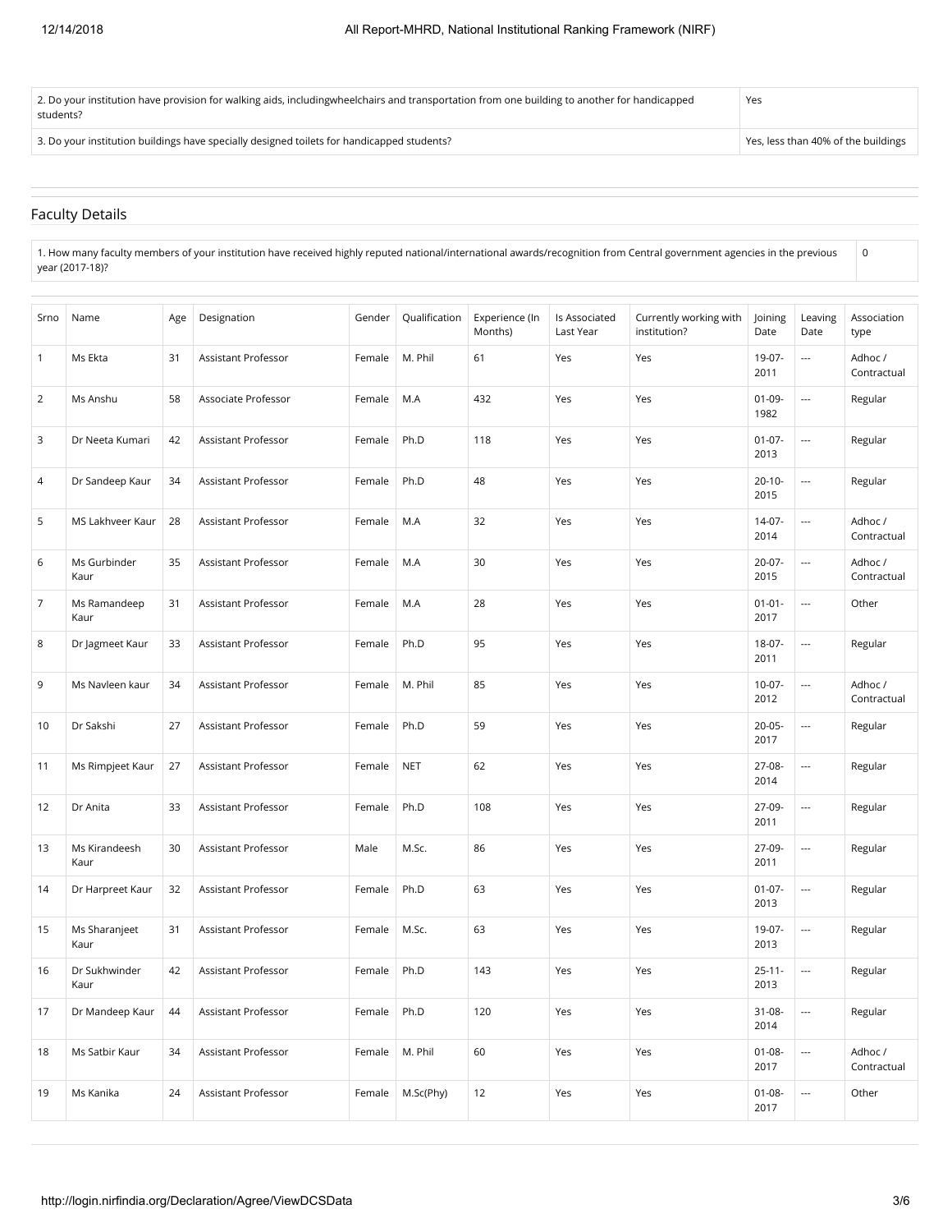| | |
|---|---|
| 2. Do your institution have provision for walking aids, includingwheelchairs and transportation from one building to another for handicapped students? | Yes |
| 3. Do your institution buildings have specially designed toilets for handicapped students? | Yes, less than 40% of the buildings |

## Faculty Details

| | |
|---|---|
| 1. How many faculty members of your institution have received highly reputed national/international awards/recognition from Central government agencies in the previous year (2017-18)? | 0 |

| Srno | Name | Age | Designation | Gender | Qualification | Experience (In Months) | Is Associated Last Year | Currently working with institution? | Joining Date | Leaving Date | Association type |
|---|---|---|---|---|---|---|---|---|---|---|---|
| 1 | Ms Ekta | 31 | Assistant Professor | Female | M. Phil | 61 | Yes | Yes | 19-07-2011 | --- | Adhoc / Contractual |
| 2 | Ms Anshu | 58 | Associate Professor | Female | M.A | 432 | Yes | Yes | 01-09-1982 | --- | Regular |
| 3 | Dr Neeta Kumari | 42 | Assistant Professor | Female | Ph.D | 118 | Yes | Yes | 01-07-2013 | --- | Regular |
| 4 | Dr Sandeep Kaur | 34 | Assistant Professor | Female | Ph.D | 48 | Yes | Yes | 20-10-2015 | --- | Regular |
| 5 | MS Lakhveer Kaur | 28 | Assistant Professor | Female | M.A | 32 | Yes | Yes | 14-07-2014 | --- | Adhoc / Contractual |
| 6 | Ms Gurbinder Kaur | 35 | Assistant Professor | Female | M.A | 30 | Yes | Yes | 20-07-2015 | --- | Adhoc / Contractual |
| 7 | Ms Ramandeep Kaur | 31 | Assistant Professor | Female | M.A | 28 | Yes | Yes | 01-01-2017 | --- | Other |
| 8 | Dr Jagmeet Kaur | 33 | Assistant Professor | Female | Ph.D | 95 | Yes | Yes | 18-07-2011 | --- | Regular |
| 9 | Ms Navleen kaur | 34 | Assistant Professor | Female | M. Phil | 85 | Yes | Yes | 10-07-2012 | --- | Adhoc / Contractual |
| 10 | Dr Sakshi | 27 | Assistant Professor | Female | Ph.D | 59 | Yes | Yes | 20-05-2017 | --- | Regular |
| 11 | Ms Rimpjeet Kaur | 27 | Assistant Professor | Female | NET | 62 | Yes | Yes | 27-08-2014 | --- | Regular |
| 12 | Dr Anita | 33 | Assistant Professor | Female | Ph.D | 108 | Yes | Yes | 27-09-2011 | --- | Regular |
| 13 | Ms Kirandeesh Kaur | 30 | Assistant Professor | Male | M.Sc. | 86 | Yes | Yes | 27-09-2011 | --- | Regular |
| 14 | Dr Harpreet Kaur | 32 | Assistant Professor | Female | Ph.D | 63 | Yes | Yes | 01-07-2013 | --- | Regular |
| 15 | Ms Sharanjeet Kaur | 31 | Assistant Professor | Female | M.Sc. | 63 | Yes | Yes | 19-07-2013 | --- | Regular |
| 16 | Dr Sukhwinder Kaur | 42 | Assistant Professor | Female | Ph.D | 143 | Yes | Yes | 25-11-2013 | --- | Regular |
| 17 | Dr Mandeep Kaur | 44 | Assistant Professor | Female | Ph.D | 120 | Yes | Yes | 31-08-2014 | --- | Regular |
| 18 | Ms Satbir Kaur | 34 | Assistant Professor | Female | M. Phil | 60 | Yes | Yes | 01-08-2017 | --- | Adhoc / Contractual |
| 19 | Ms Kanika | 24 | Assistant Professor | Female | M.Sc(Phy) | 12 | Yes | Yes | 01-08-2017 | --- | Other |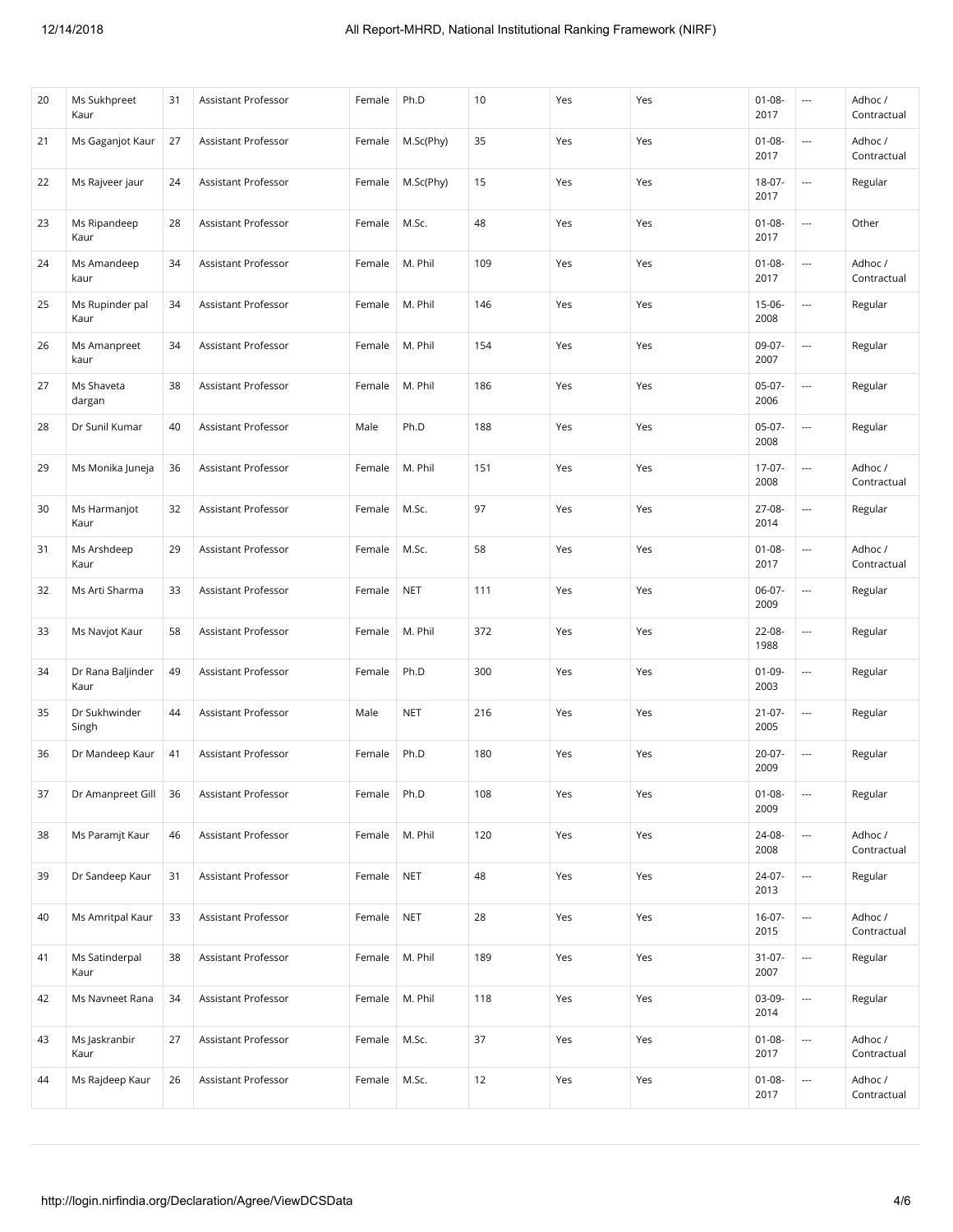| | | | | | | | | | | | |
|---|---|---|---|---|---|---|---|---|---|---|---|
| 20 | Ms Sukhpreet Kaur | 31 | Assistant Professor | Female | Ph.D | 10 | Yes | Yes | 01-08-2017 | --- | Adhoc / Contractual |
| 21 | Ms Gaganjot Kaur | 27 | Assistant Professor | Female | M.Sc(Phy) | 35 | Yes | Yes | 01-08-2017 | --- | Adhoc / Contractual |
| 22 | Ms Rajveer jaur | 24 | Assistant Professor | Female | M.Sc(Phy) | 15 | Yes | Yes | 18-07-2017 | --- | Regular |
| 23 | Ms Ripandeep Kaur | 28 | Assistant Professor | Female | M.Sc. | 48 | Yes | Yes | 01-08-2017 | --- | Other |
| 24 | Ms Amandeep kaur | 34 | Assistant Professor | Female | M. Phil | 109 | Yes | Yes | 01-08-2017 | --- | Adhoc / Contractual |
| 25 | Ms Rupinder pal Kaur | 34 | Assistant Professor | Female | M. Phil | 146 | Yes | Yes | 15-06-2008 | --- | Regular |
| 26 | Ms Amanpreet kaur | 34 | Assistant Professor | Female | M. Phil | 154 | Yes | Yes | 09-07-2007 | --- | Regular |
| 27 | Ms Shaveta dargan | 38 | Assistant Professor | Female | M. Phil | 186 | Yes | Yes | 05-07-2006 | --- | Regular |
| 28 | Dr Sunil Kumar | 40 | Assistant Professor | Male | Ph.D | 188 | Yes | Yes | 05-07-2008 | --- | Regular |
| 29 | Ms Monika Juneja | 36 | Assistant Professor | Female | M. Phil | 151 | Yes | Yes | 17-07-2008 | --- | Adhoc / Contractual |
| 30 | Ms Harmanjot Kaur | 32 | Assistant Professor | Female | M.Sc. | 97 | Yes | Yes | 27-08-2014 | --- | Regular |
| 31 | Ms Arshdeep Kaur | 29 | Assistant Professor | Female | M.Sc. | 58 | Yes | Yes | 01-08-2017 | --- | Adhoc / Contractual |
| 32 | Ms Arti Sharma | 33 | Assistant Professor | Female | NET | 111 | Yes | Yes | 06-07-2009 | --- | Regular |
| 33 | Ms Navjot Kaur | 58 | Assistant Professor | Female | M. Phil | 372 | Yes | Yes | 22-08-1988 | --- | Regular |
| 34 | Dr Rana Baljinder Kaur | 49 | Assistant Professor | Female | Ph.D | 300 | Yes | Yes | 01-09-2003 | --- | Regular |
| 35 | Dr Sukhwinder Singh | 44 | Assistant Professor | Male | NET | 216 | Yes | Yes | 21-07-2005 | --- | Regular |
| 36 | Dr Mandeep Kaur | 41 | Assistant Professor | Female | Ph.D | 180 | Yes | Yes | 20-07-2009 | --- | Regular |
| 37 | Dr Amanpreet Gill | 36 | Assistant Professor | Female | Ph.D | 108 | Yes | Yes | 01-08-2009 | --- | Regular |
| 38 | Ms Paramjt Kaur | 46 | Assistant Professor | Female | M. Phil | 120 | Yes | Yes | 24-08-2008 | --- | Adhoc / Contractual |
| 39 | Dr Sandeep Kaur | 31 | Assistant Professor | Female | NET | 48 | Yes | Yes | 24-07-2013 | --- | Regular |
| 40 | Ms Amritpal Kaur | 33 | Assistant Professor | Female | NET | 28 | Yes | Yes | 16-07-2015 | --- | Adhoc / Contractual |
| 41 | Ms Satinderpal Kaur | 38 | Assistant Professor | Female | M. Phil | 189 | Yes | Yes | 31-07-2007 | --- | Regular |
| 42 | Ms Navneet Rana | 34 | Assistant Professor | Female | M. Phil | 118 | Yes | Yes | 03-09-2014 | --- | Regular |
| 43 | Ms Jaskranbir Kaur | 27 | Assistant Professor | Female | M.Sc. | 37 | Yes | Yes | 01-08-2017 | --- | Adhoc / Contractual |
| 44 | Ms Rajdeep Kaur | 26 | Assistant Professor | Female | M.Sc. | 12 | Yes | Yes | 01-08-2017 | --- | Adhoc / Contractual |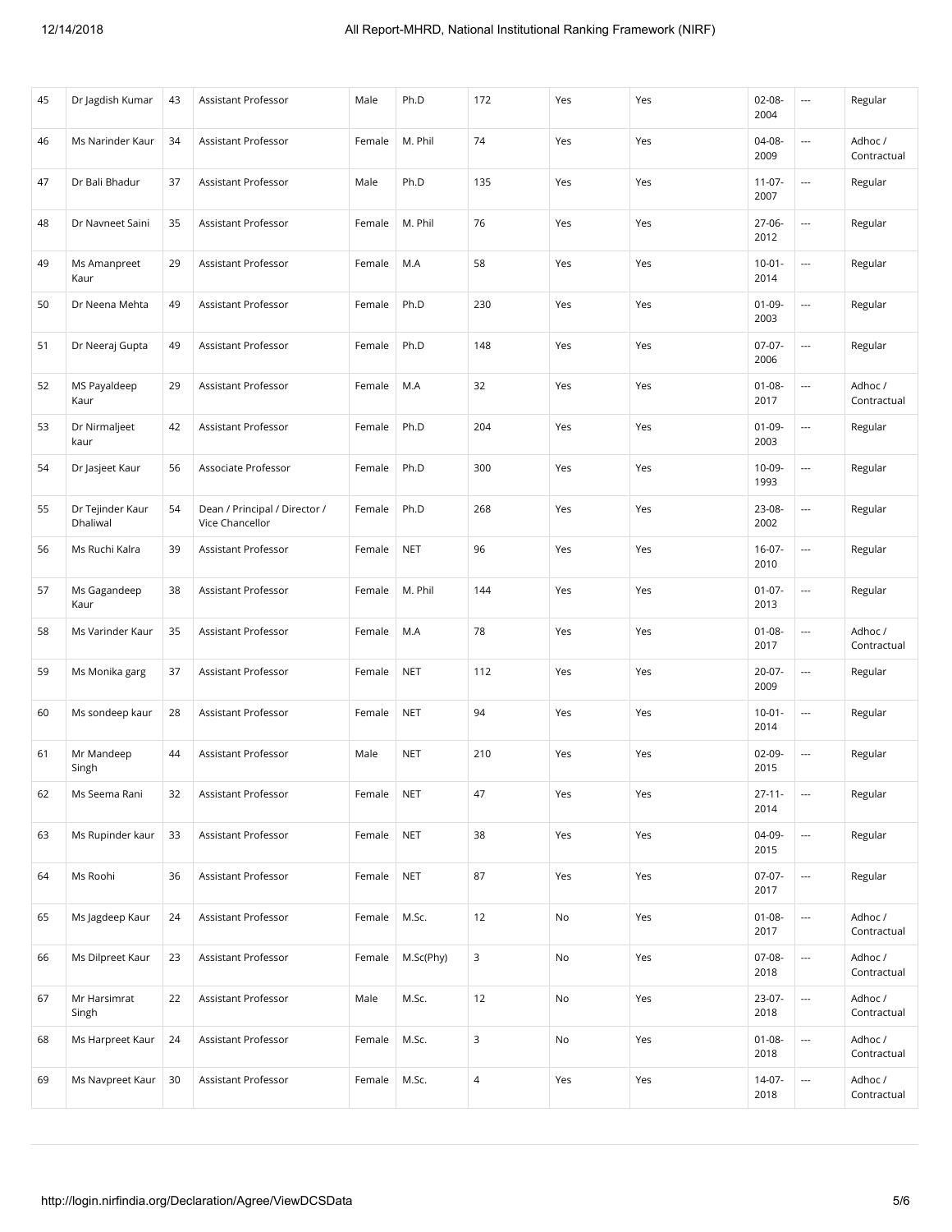| 45 | Dr Jagdish Kumar | 43 | Assistant Professor | Male | Ph.D | 172 | Yes | Yes | 02-08-2004 | --- | Regular |
|---|---|---|---|---|---|---|---|---|---|---|---|
| 46 | Ms Narinder Kaur | 34 | Assistant Professor | Female | M. Phil | 74 | Yes | Yes | 04-08-2009 | --- | Adhoc / Contractual |
| 47 | Dr Bali Bhadur | 37 | Assistant Professor | Male | Ph.D | 135 | Yes | Yes | 11-07-2007 | --- | Regular |
| 48 | Dr Navneet Saini | 35 | Assistant Professor | Female | M. Phil | 76 | Yes | Yes | 27-06-2012 | --- | Regular |
| 49 | Ms Amanpreet Kaur | 29 | Assistant Professor | Female | M.A | 58 | Yes | Yes | 10-01-2014 | --- | Regular |
| 50 | Dr Neena Mehta | 49 | Assistant Professor | Female | Ph.D | 230 | Yes | Yes | 01-09-2003 | --- | Regular |
| 51 | Dr Neeraj Gupta | 49 | Assistant Professor | Female | Ph.D | 148 | Yes | Yes | 07-07-2006 | --- | Regular |
| 52 | MS Payaldeep Kaur | 29 | Assistant Professor | Female | M.A | 32 | Yes | Yes | 01-08-2017 | --- | Adhoc / Contractual |
| 53 | Dr Nirmaljeet kaur | 42 | Assistant Professor | Female | Ph.D | 204 | Yes | Yes | 01-09-2003 | --- | Regular |
| 54 | Dr Jasjeet Kaur | 56 | Associate Professor | Female | Ph.D | 300 | Yes | Yes | 10-09-1993 | --- | Regular |
| 55 | Dr Tejinder Kaur Dhaliwal | 54 | Dean / Principal / Director / Vice Chancellor | Female | Ph.D | 268 | Yes | Yes | 23-08-2002 | --- | Regular |
| 56 | Ms Ruchi Kalra | 39 | Assistant Professor | Female | NET | 96 | Yes | Yes | 16-07-2010 | --- | Regular |
| 57 | Ms Gagandeep Kaur | 38 | Assistant Professor | Female | M. Phil | 144 | Yes | Yes | 01-07-2013 | --- | Regular |
| 58 | Ms Varinder Kaur | 35 | Assistant Professor | Female | M.A | 78 | Yes | Yes | 01-08-2017 | --- | Adhoc / Contractual |
| 59 | Ms Monika garg | 37 | Assistant Professor | Female | NET | 112 | Yes | Yes | 20-07-2009 | --- | Regular |
| 60 | Ms sondeep kaur | 28 | Assistant Professor | Female | NET | 94 | Yes | Yes | 10-01-2014 | --- | Regular |
| 61 | Mr Mandeep Singh | 44 | Assistant Professor | Male | NET | 210 | Yes | Yes | 02-09-2015 | --- | Regular |
| 62 | Ms Seema Rani | 32 | Assistant Professor | Female | NET | 47 | Yes | Yes | 27-11-2014 | --- | Regular |
| 63 | Ms Rupinder kaur | 33 | Assistant Professor | Female | NET | 38 | Yes | Yes | 04-09-2015 | --- | Regular |
| 64 | Ms Roohi | 36 | Assistant Professor | Female | NET | 87 | Yes | Yes | 07-07-2017 | --- | Regular |
| 65 | Ms Jagdeep Kaur | 24 | Assistant Professor | Female | M.Sc. | 12 | No | Yes | 01-08-2017 | --- | Adhoc / Contractual |
| 66 | Ms Dilpreet Kaur | 23 | Assistant Professor | Female | M.Sc(Phy) | 3 | No | Yes | 07-08-2018 | --- | Adhoc / Contractual |
| 67 | Mr Harsimrat Singh | 22 | Assistant Professor | Male | M.Sc. | 12 | No | Yes | 23-07-2018 | --- | Adhoc / Contractual |
| 68 | Ms Harpreet Kaur | 24 | Assistant Professor | Female | M.Sc. | 3 | No | Yes | 01-08-2018 | --- | Adhoc / Contractual |
| 69 | Ms Navpreet Kaur | 30 | Assistant Professor | Female | M.Sc. | 4 | Yes | Yes | 14-07-2018 | --- | Adhoc / Contractual |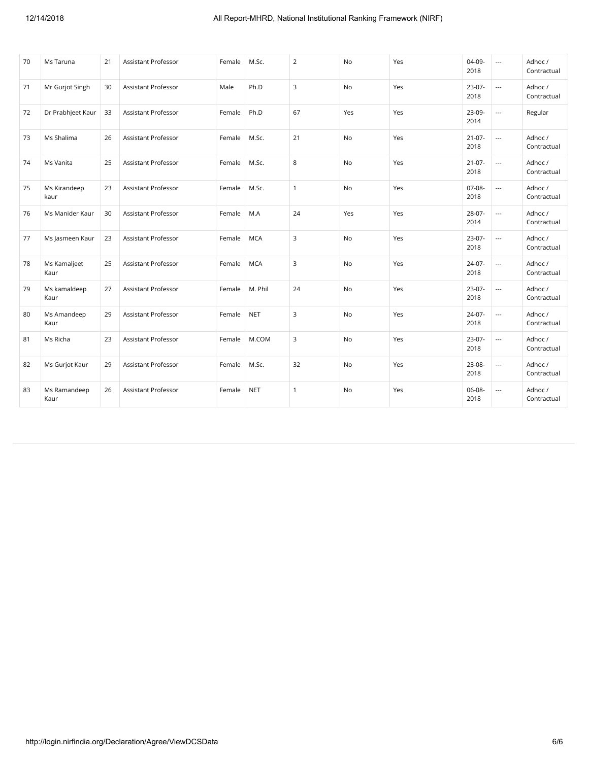| | | | | | | | | | | | |
|---|---|---|---|---|---|---|---|---|---|---|---|
| 70 | Ms Taruna | 21 | Assistant Professor | Female | M.Sc. | 2 | No | Yes | 04-09-2018 | --- | Adhoc / Contractual |
| 71 | Mr Gurjot Singh | 30 | Assistant Professor | Male | Ph.D | 3 | No | Yes | 23-07-2018 | --- | Adhoc / Contractual |
| 72 | Dr Prabhjeet Kaur | 33 | Assistant Professor | Female | Ph.D | 67 | Yes | Yes | 23-09-2014 | --- | Regular |
| 73 | Ms Shalima | 26 | Assistant Professor | Female | M.Sc. | 21 | No | Yes | 21-07-2018 | --- | Adhoc / Contractual |
| 74 | Ms Vanita | 25 | Assistant Professor | Female | M.Sc. | 8 | No | Yes | 21-07-2018 | --- | Adhoc / Contractual |
| 75 | Ms Kirandeep kaur | 23 | Assistant Professor | Female | M.Sc. | 1 | No | Yes | 07-08-2018 | --- | Adhoc / Contractual |
| 76 | Ms Manider Kaur | 30 | Assistant Professor | Female | M.A | 24 | Yes | Yes | 28-07-2014 | --- | Adhoc / Contractual |
| 77 | Ms Jasmeen Kaur | 23 | Assistant Professor | Female | MCA | 3 | No | Yes | 23-07-2018 | --- | Adhoc / Contractual |
| 78 | Ms Kamaljeet Kaur | 25 | Assistant Professor | Female | MCA | 3 | No | Yes | 24-07-2018 | --- | Adhoc / Contractual |
| 79 | Ms kamaldeep Kaur | 27 | Assistant Professor | Female | M. Phil | 24 | No | Yes | 23-07-2018 | --- | Adhoc / Contractual |
| 80 | Ms Amandeep Kaur | 29 | Assistant Professor | Female | NET | 3 | No | Yes | 24-07-2018 | --- | Adhoc / Contractual |
| 81 | Ms Richa | 23 | Assistant Professor | Female | M.COM | 3 | No | Yes | 23-07-2018 | --- | Adhoc / Contractual |
| 82 | Ms Gurjot Kaur | 29 | Assistant Professor | Female | M.Sc. | 32 | No | Yes | 23-08-2018 | --- | Adhoc / Contractual |
| 83 | Ms Ramandeep Kaur | 26 | Assistant Professor | Female | NET | 1 | No | Yes | 06-08-2018 | --- | Adhoc / Contractual |